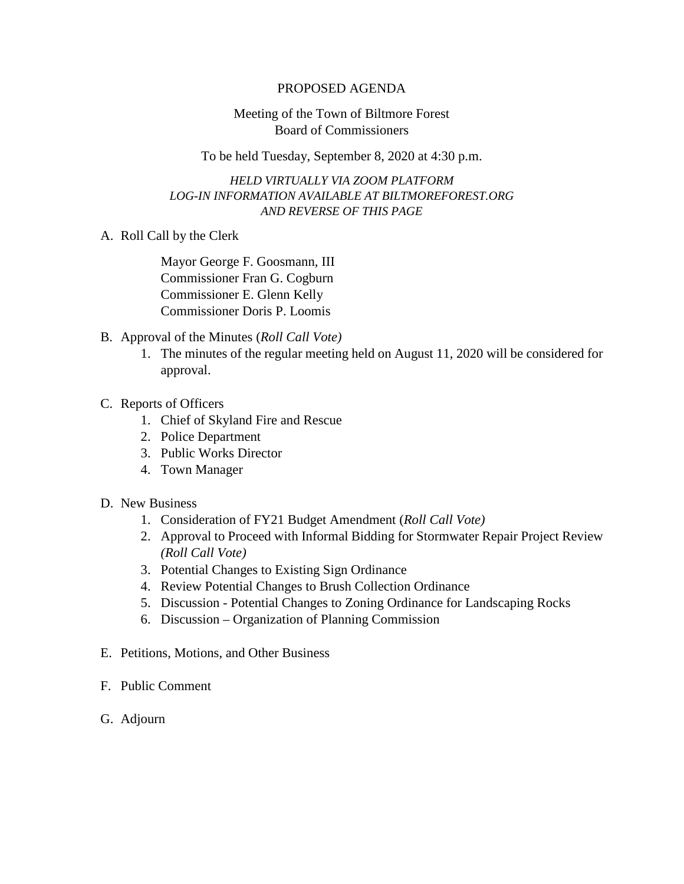PROPOSED AGENDA

Meeting of the Town of Biltmore Forest
Board of Commissioners

To be held Tuesday, September 8, 2020 at 4:30 p.m.

*HELD VIRTUALLY VIA ZOOM PLATFORM*
*LOG-IN INFORMATION AVAILABLE AT BILTMOREFOREST.ORG*
*AND REVERSE OF THIS PAGE*

A. Roll Call by the Clerk

   Mayor George F. Goosmann, III
   Commissioner Fran G. Cogburn
   Commissioner E. Glenn Kelly
   Commissioner Doris P. Loomis

B. Approval of the Minutes (*Roll Call Vote)*
   1. The minutes of the regular meeting held on August 11, 2020 will be considered for approval.

C. Reports of Officers
   1. Chief of Skyland Fire and Rescue
   2. Police Department
   3. Public Works Director
   4. Town Manager

D. New Business
   1. Consideration of FY21 Budget Amendment (*Roll Call Vote)*
   2. Approval to Proceed with Informal Bidding for Stormwater Repair Project Review *(Roll Call Vote)*
   3. Potential Changes to Existing Sign Ordinance
   4. Review Potential Changes to Brush Collection Ordinance
   5. Discussion - Potential Changes to Zoning Ordinance for Landscaping Rocks
   6. Discussion – Organization of Planning Commission

E. Petitions, Motions, and Other Business

F. Public Comment

G. Adjourn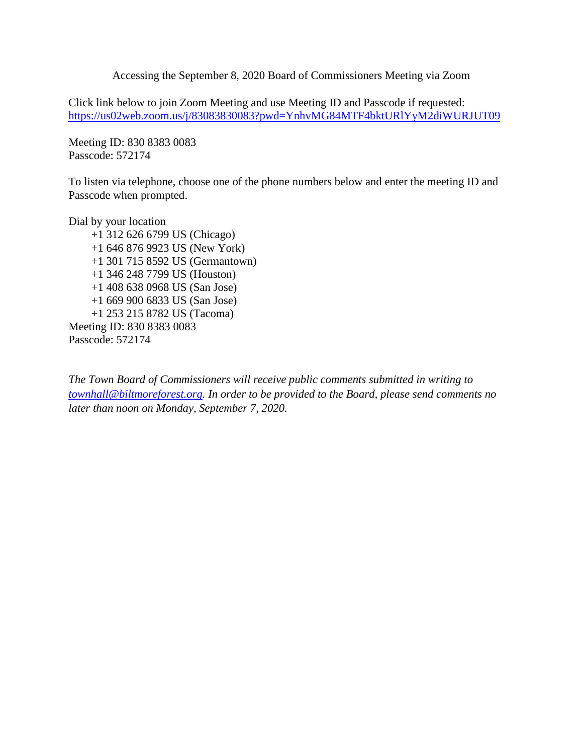Accessing the September 8, 2020 Board of Commissioners Meeting via Zoom

Click link below to join Zoom Meeting and use Meeting ID and Passcode if requested:
https://us02web.zoom.us/j/83083830083?pwd=YnhvMG84MTF4bktURlYyM2diWURJUT09

Meeting ID: 830 8383 0083
Passcode: 572174

To listen via telephone, choose one of the phone numbers below and enter the meeting ID and Passcode when prompted.

Dial by your location
- +1 312 626 6799 US (Chicago)
- +1 646 876 9923 US (New York)
- +1 301 715 8592 US (Germantown)
- +1 346 248 7799 US (Houston)
- +1 408 638 0968 US (San Jose)
- +1 669 900 6833 US (San Jose)
- +1 253 215 8782 US (Tacoma)

Meeting ID: 830 8383 0083
Passcode: 572174

*The Town Board of Commissioners will receive public comments submitted in writing to townhall@biltmoreforest.org. In order to be provided to the Board, please send comments no later than noon on Monday, September 7, 2020.*